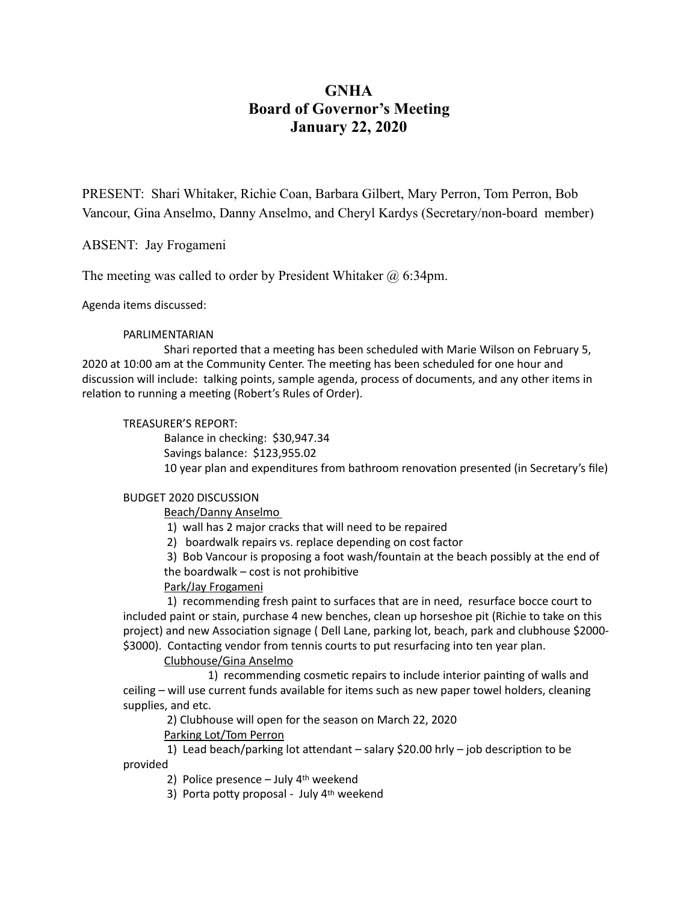# GNHA
## Board of Governor's Meeting
## January 22, 2020

PRESENT: Shari Whitaker, Richie Coan, Barbara Gilbert, Mary Perron, Tom Perron, Bob Vancour, Gina Anselmo, Danny Anselmo, and Cheryl Kardys (Secretary/non-board member)

ABSENT: Jay Frogameni

The meeting was called to order by President Whitaker @ 6:34pm.

Agenda items discussed:

PARLIMENTARIAN

Shari reported that a meeting has been scheduled with Marie Wilson on February 5, 2020 at 10:00 am at the Community Center. The meeting has been scheduled for one hour and discussion will include: talking points, sample agenda, process of documents, and any other items in relation to running a meeting (Robert's Rules of Order).

TREASURER'S REPORT:

Balance in checking: $30,947.34
Savings balance: $123,955.02
10 year plan and expenditures from bathroom renovation presented (in Secretary's file)

BUDGET 2020 DISCUSSION

<u>Beach/Danny Anselmo</u>

1) wall has 2 major cracks that will need to be repaired
2) boardwalk repairs vs. replace depending on cost factor
3) Bob Vancour is proposing a foot wash/fountain at the beach possibly at the end of the boardwalk – cost is not prohibitive

<u>Park/Jay Frogameni</u>

1) recommending fresh paint to surfaces that are in need, resurface bocce court to included paint or stain, purchase 4 new benches, clean up horseshoe pit (Richie to take on this project) and new Association signage ( Dell Lane, parking lot, beach, park and clubhouse $2000-$3000). Contacting vendor from tennis courts to put resurfacing into ten year plan.

<u>Clubhouse/Gina Anselmo</u>

1) recommending cosmetic repairs to include interior painting of walls and ceiling – will use current funds available for items such as new paper towel holders, cleaning supplies, and etc.
2) Clubhouse will open for the season on March 22, 2020

<u>Parking Lot/Tom Perron</u>

1) Lead beach/parking lot attendant – salary $20.00 hrly – job description to be provided
2) Police presence – July 4th weekend
3) Porta potty proposal - July 4th weekend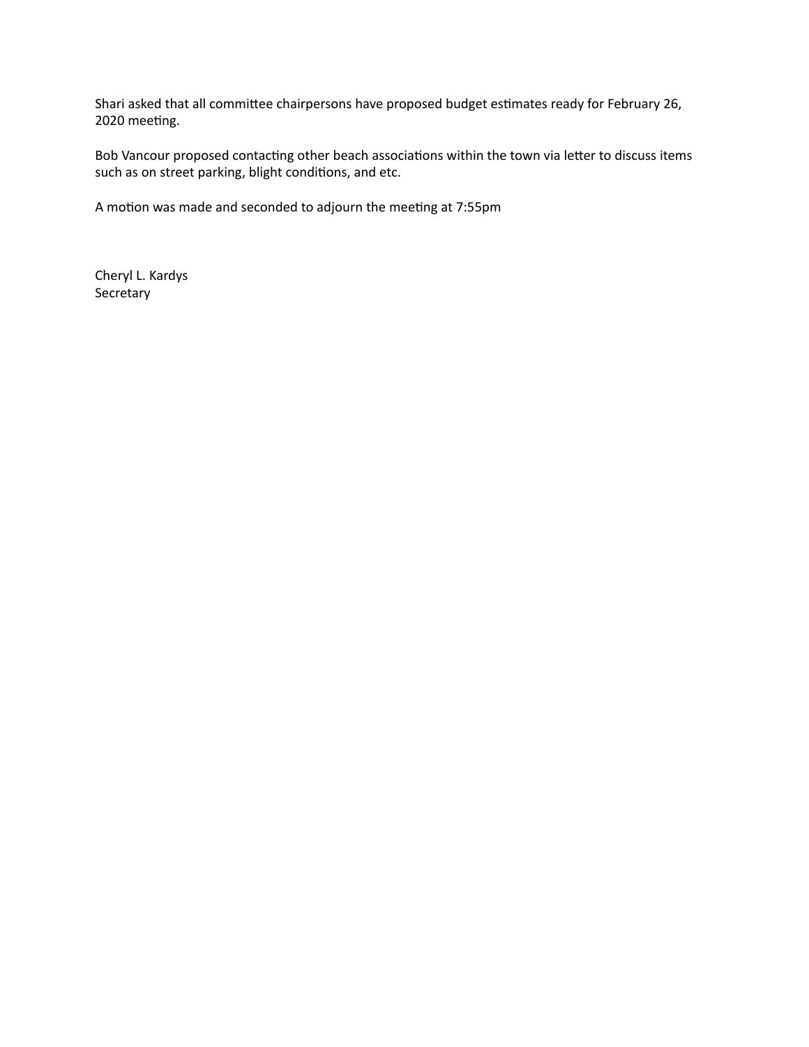Shari asked that all committee chairpersons have proposed budget estimates ready for February 26, 2020 meeting.

Bob Vancour proposed contacting other beach associations within the town via letter to discuss items such as on street parking, blight conditions, and etc.

A motion was made and seconded to adjourn the meeting at 7:55pm

Cheryl L. Kardys
Secretary